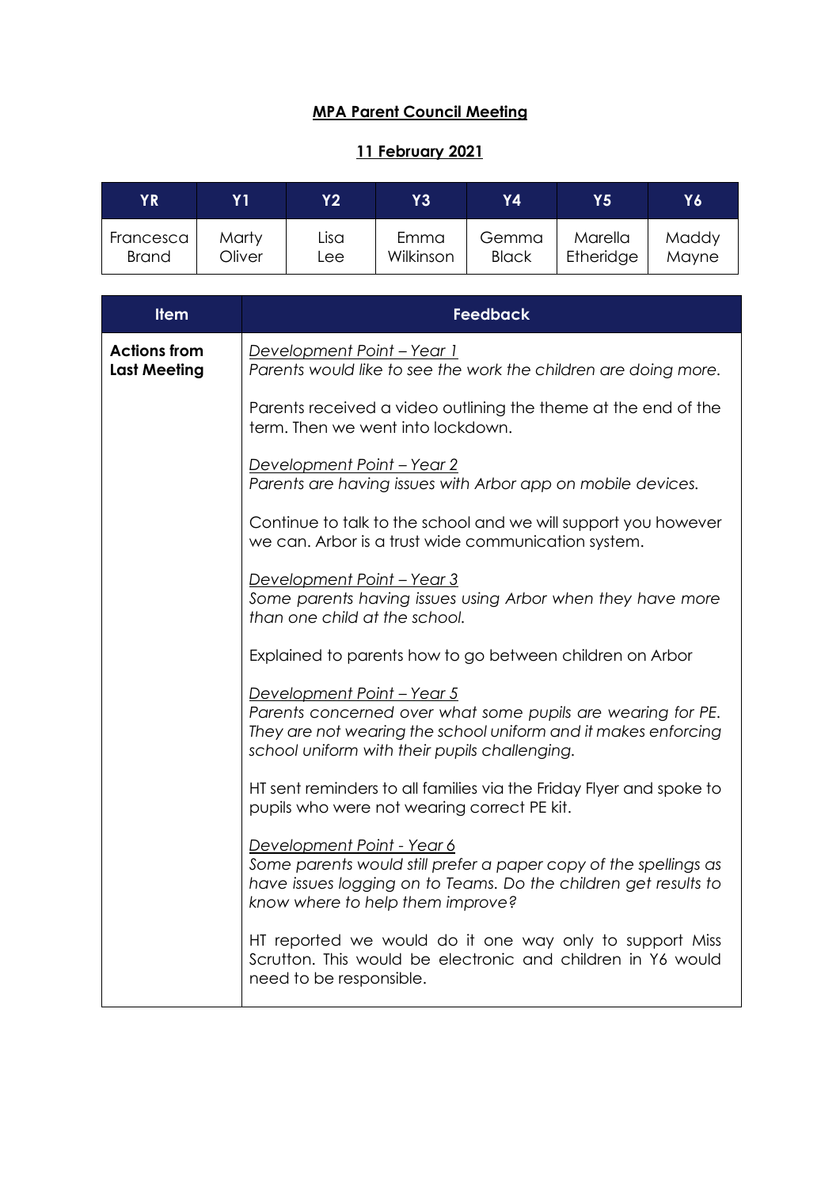# **MPA Parent Council Meeting**

## **11 February 2021**

| YR | Y1 | Y2 | Y3 | Y4 | Y5 | Y6 |
|---|---|---|---|---|---|---|
| Francesca Brand | Marty Oliver | Lisa Lee | Emma Wilkinson | Gemma Black | Marella Etheridge | Maddy Mayne |

| Item | Feedback |
|---|---|
| **Actions from Last Meeting** | *Development Point – Year 1*<br>*Parents would like to see the work the children are doing more.*<br><br>Parents received a video outlining the theme at the end of the term. Then we went into lockdown.<br><br>*Development Point – Year 2*<br>*Parents are having issues with Arbor app on mobile devices.*<br><br>Continue to talk to the school and we will support you however we can. Arbor is a trust wide communication system.<br><br>*Development Point – Year 3*<br>*Some parents having issues using Arbor when they have more than one child at the school.*<br><br>Explained to parents how to go between children on Arbor<br><br>*Development Point – Year 5*<br>*Parents concerned over what some pupils are wearing for PE. They are not wearing the school uniform and it makes enforcing school uniform with their pupils challenging.*<br><br>HT sent reminders to all families via the Friday Flyer and spoke to pupils who were not wearing correct PE kit.<br><br>*Development Point - Year 6*<br>*Some parents would still prefer a paper copy of the spellings as have issues logging on to Teams. Do the children get results to know where to help them improve?*<br><br>HT reported we would do it one way only to support Miss Scrutton. This would be electronic and children in Y6 would need to be responsible. |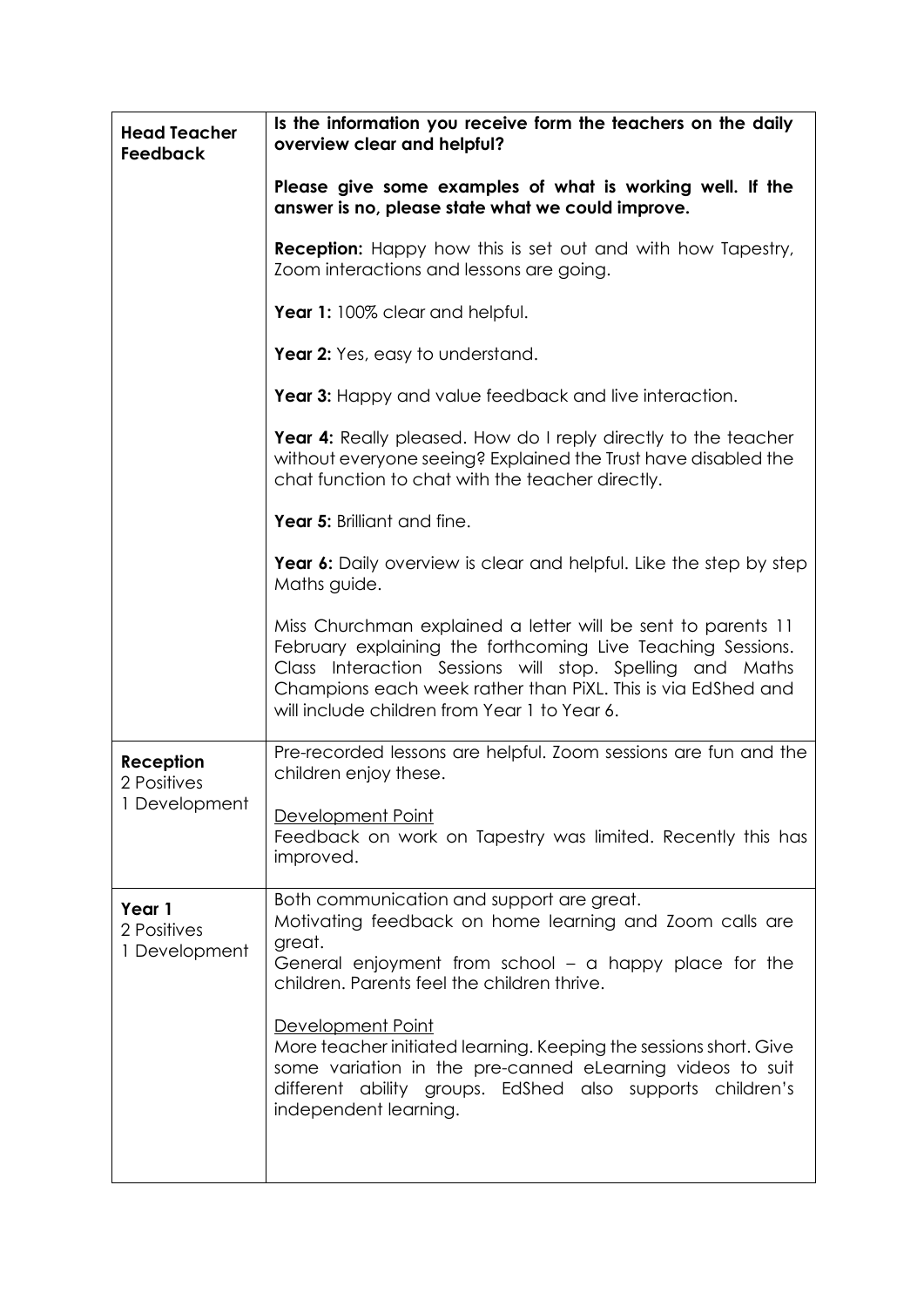| | |
|---|---|
| **Head Teacher Feedback** | **Is the information you receive form the teachers on the daily overview clear and helpful?**<br><br>**Please give some examples of what is working well. If the answer is no, please state what we could improve.**<br><br>**Reception:** Happy how this is set out and with how Tapestry, Zoom interactions and lessons are going.<br><br>**Year 1:** 100% clear and helpful.<br><br>**Year 2:** Yes, easy to understand.<br><br>**Year 3:** Happy and value feedback and live interaction.<br><br>**Year 4:** Really pleased. How do I reply directly to the teacher without everyone seeing? Explained the Trust have disabled the chat function to chat with the teacher directly.<br><br>**Year 5:** Brilliant and fine.<br><br>**Year 6:** Daily overview is clear and helpful. Like the step by step Maths guide.<br><br>Miss Churchman explained a letter will be sent to parents 11 February explaining the forthcoming Live Teaching Sessions. Class Interaction Sessions will stop. Spelling and Maths Champions each week rather than PiXL. This is via EdShed and will include children from Year 1 to Year 6. |
| **Reception**<br>2 Positives<br>1 Development | Pre-recorded lessons are helpful. Zoom sessions are fun and the children enjoy these.<br><br><u>Development Point</u><br>Feedback on work on Tapestry was limited. Recently this has improved. |
| **Year 1**<br>2 Positives<br>1 Development | Both communication and support are great.<br>Motivating feedback on home learning and Zoom calls are great.<br>General enjoyment from school – a happy place for the children. Parents feel the children thrive.<br><br><u>Development Point</u><br>More teacher initiated learning. Keeping the sessions short. Give some variation in the pre-canned eLearning videos to suit different ability groups. EdShed also supports children's independent learning. |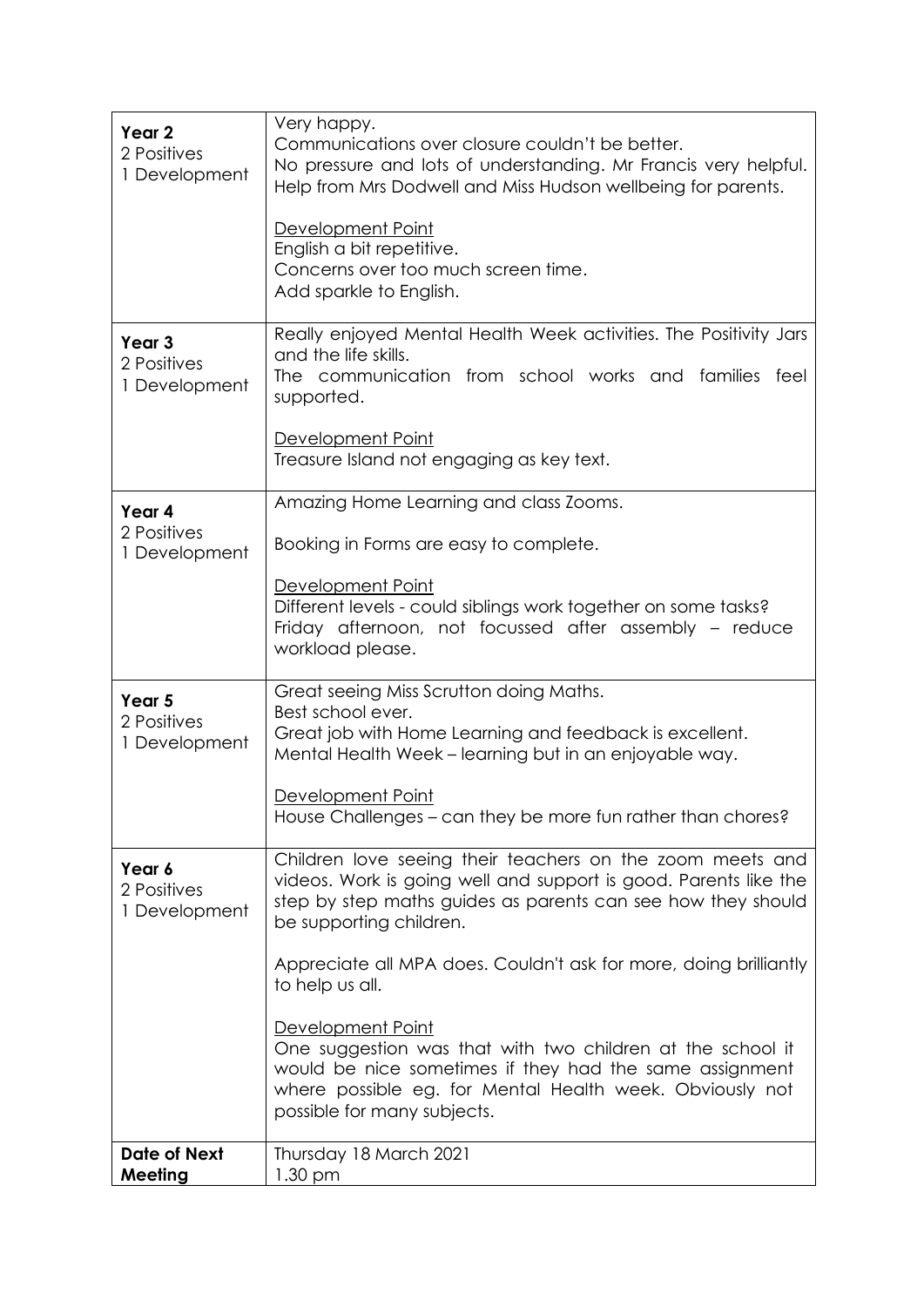| | |
|---|---|
| **Year 2**<br>2 Positives<br>1 Development | Very happy.<br>Communications over closure couldn't be better.<br>No pressure and lots of understanding. Mr Francis very helpful.<br>Help from Mrs Dodwell and Miss Hudson wellbeing for parents.<br><br><u>Development Point</u><br>English a bit repetitive.<br>Concerns over too much screen time.<br>Add sparkle to English. |
| **Year 3**<br>2 Positives<br>1 Development | Really enjoyed Mental Health Week activities. The Positivity Jars and the life skills.<br>The communication from school works and families feel supported.<br><br><u>Development Point</u><br>Treasure Island not engaging as key text. |
| **Year 4**<br>2 Positives<br>1 Development | Amazing Home Learning and class Zooms.<br><br>Booking in Forms are easy to complete.<br><br><u>Development Point</u><br>Different levels - could siblings work together on some tasks?<br>Friday afternoon, not focussed after assembly – reduce workload please. |
| **Year 5**<br>2 Positives<br>1 Development | Great seeing Miss Scrutton doing Maths.<br>Best school ever.<br>Great job with Home Learning and feedback is excellent.<br>Mental Health Week – learning but in an enjoyable way.<br><br><u>Development Point</u><br>House Challenges – can they be more fun rather than chores? |
| **Year 6**<br>2 Positives<br>1 Development | Children love seeing their teachers on the zoom meets and videos. Work is going well and support is good. Parents like the step by step maths guides as parents can see how they should be supporting children.<br><br>Appreciate all MPA does. Couldn't ask for more, doing brilliantly to help us all.<br><br><u>Development Point</u><br>One suggestion was that with two children at the school it would be nice sometimes if they had the same assignment where possible eg. for Mental Health week. Obviously not possible for many subjects. |
| **Date of Next Meeting** | Thursday 18 March 2021<br>1.30 pm |